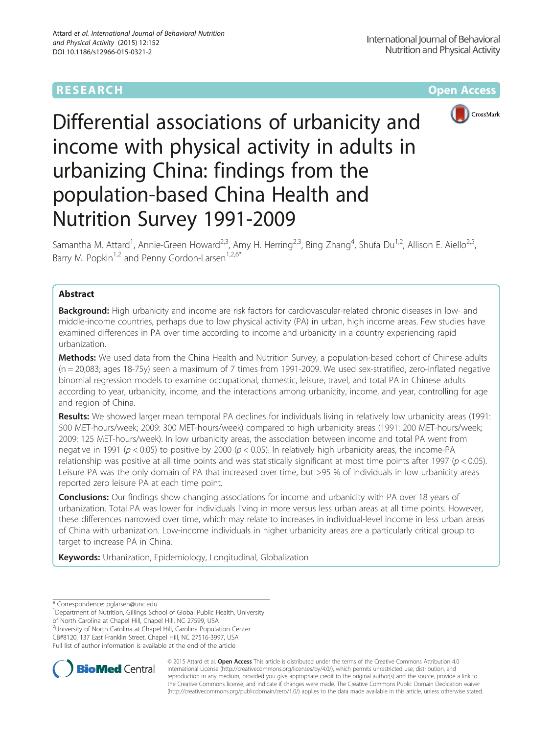RESEARCH | Open Access

# Differential associations of urbanicity and income with physical activity in adults in urbanizing China: findings from the population-based China Health and Nutrition Survey 1991-2009

Samantha M. Attard[1], Annie-Green Howard[2,3], Amy H. Herring[2,3], Bing Zhang[4], Shufa Du[1,2], Allison E. Aiello[2,5], Barry M. Popkin[1,2] and Penny Gordon-Larsen[1,2,6*]

## Abstract

**Background:** High urbanicity and income are risk factors for cardiovascular-related chronic diseases in low- and middle-income countries, perhaps due to low physical activity (PA) in urban, high income areas. Few studies have examined differences in PA over time according to income and urbanicity in a country experiencing rapid urbanization.

**Methods:** We used data from the China Health and Nutrition Survey, a population-based cohort of Chinese adults (n = 20,083; ages 18-75y) seen a maximum of 7 times from 1991-2009. We used sex-stratified, zero-inflated negative binomial regression models to examine occupational, domestic, leisure, travel, and total PA in Chinese adults according to year, urbanicity, income, and the interactions among urbanicity, income, and year, controlling for age and region of China.

**Results:** We showed larger mean temporal PA declines for individuals living in relatively low urbanicity areas (1991: 500 MET-hours/week; 2009: 300 MET-hours/week) compared to high urbanicity areas (1991: 200 MET-hours/week; 2009: 125 MET-hours/week). In low urbanicity areas, the association between income and total PA went from negative in 1991 ($p < 0.05$) to positive by 2000 ($p < 0.05$). In relatively high urbanicity areas, the income-PA relationship was positive at all time points and was statistically significant at most time points after 1997 ($p < 0.05$). Leisure PA was the only domain of PA that increased over time, but >95 % of individuals in low urbanicity areas reported zero leisure PA at each time point.

**Conclusions:** Our findings show changing associations for income and urbanicity with PA over 18 years of urbanization. Total PA was lower for individuals living in more versus less urban areas at all time points. However, these differences narrowed over time, which may relate to increases in individual-level income in less urban areas of China with urbanization. Low-income individuals in higher urbanicity areas are a particularly critical group to target to increase PA in China.

**Keywords:** Urbanization, Epidemiology, Longitudinal, Globalization

---

\* Correspondence: pglarsen@unc.edu
[1]Department of Nutrition, Gillings School of Global Public Health, University of North Carolina at Chapel Hill, Chapel Hill, NC 27599, USA
[2]University of North Carolina at Chapel Hill, Carolina Population Center CB#8120, 137 East Franklin Street, Chapel Hill, NC 27516-3997, USA
Full list of author information is available at the end of the article

© 2015 Attard et al. **Open Access** This article is distributed under the terms of the Creative Commons Attribution 4.0 International License (http://creativecommons.org/licenses/by/4.0/), which permits unrestricted use, distribution, and reproduction in any medium, provided you give appropriate credit to the original author(s) and the source, provide a link to the Creative Commons license, and indicate if changes were made. The Creative Commons Public Domain Dedication waiver (http://creativecommons.org/publicdomain/zero/1.0/) applies to the data made available in this article, unless otherwise stated.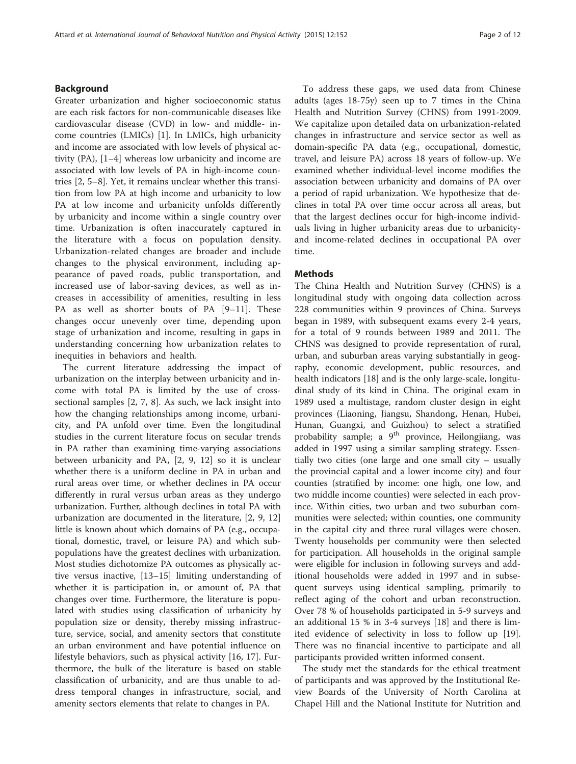## Background

Greater urbanization and higher socioeconomic status are each risk factors for non-communicable diseases like cardiovascular disease (CVD) in low- and middle- income countries (LMICs) [1]. In LMICs, high urbanicity and income are associated with low levels of physical activity (PA), [1–4] whereas low urbanicity and income are associated with low levels of PA in high-income countries [2, 5–8]. Yet, it remains unclear whether this transition from low PA at high income and urbanicity to low PA at low income and urbanicity unfolds differently by urbanicity and income within a single country over time. Urbanization is often inaccurately captured in the literature with a focus on population density. Urbanization-related changes are broader and include changes to the physical environment, including appearance of paved roads, public transportation, and increased use of labor-saving devices, as well as increases in accessibility of amenities, resulting in less PA as well as shorter bouts of PA [9–11]. These changes occur unevenly over time, depending upon stage of urbanization and income, resulting in gaps in understanding concerning how urbanization relates to inequities in behaviors and health.

The current literature addressing the impact of urbanization on the interplay between urbanicity and income with total PA is limited by the use of cross-sectional samples [2, 7, 8]. As such, we lack insight into how the changing relationships among income, urbanicity, and PA unfold over time. Even the longitudinal studies in the current literature focus on secular trends in PA rather than examining time-varying associations between urbanicity and PA, [2, 9, 12] so it is unclear whether there is a uniform decline in PA in urban and rural areas over time, or whether declines in PA occur differently in rural versus urban areas as they undergo urbanization. Further, although declines in total PA with urbanization are documented in the literature, [2, 9, 12] little is known about which domains of PA (e.g., occupational, domestic, travel, or leisure PA) and which subpopulations have the greatest declines with urbanization. Most studies dichotomize PA outcomes as physically active versus inactive, [13–15] limiting understanding of whether it is participation in, or amount of, PA that changes over time. Furthermore, the literature is populated with studies using classification of urbanicity by population size or density, thereby missing infrastructure, service, social, and amenity sectors that constitute an urban environment and have potential influence on lifestyle behaviors, such as physical activity [16, 17]. Furthermore, the bulk of the literature is based on stable classification of urbanicity, and are thus unable to address temporal changes in infrastructure, social, and amenity sectors elements that relate to changes in PA.

To address these gaps, we used data from Chinese adults (ages 18-75y) seen up to 7 times in the China Health and Nutrition Survey (CHNS) from 1991-2009. We capitalize upon detailed data on urbanization-related changes in infrastructure and service sector as well as domain-specific PA data (e.g., occupational, domestic, travel, and leisure PA) across 18 years of follow-up. We examined whether individual-level income modifies the association between urbanicity and domains of PA over a period of rapid urbanization. We hypothesize that declines in total PA over time occur across all areas, but that the largest declines occur for high-income individuals living in higher urbanicity areas due to urbanicity- and income-related declines in occupational PA over time.

## Methods

The China Health and Nutrition Survey (CHNS) is a longitudinal study with ongoing data collection across 228 communities within 9 provinces of China. Surveys began in 1989, with subsequent exams every 2-4 years, for a total of 9 rounds between 1989 and 2011. The CHNS was designed to provide representation of rural, urban, and suburban areas varying substantially in geography, economic development, public resources, and health indicators [18] and is the only large-scale, longitudinal study of its kind in China. The original exam in 1989 used a multistage, random cluster design in eight provinces (Liaoning, Jiangsu, Shandong, Henan, Hubei, Hunan, Guangxi, and Guizhou) to select a stratified probability sample; a 9th province, Heilongjiang, was added in 1997 using a similar sampling strategy. Essentially two cities (one large and one small city – usually the provincial capital and a lower income city) and four counties (stratified by income: one high, one low, and two middle income counties) were selected in each province. Within cities, two urban and two suburban communities were selected; within counties, one community in the capital city and three rural villages were chosen. Twenty households per community were then selected for participation. All households in the original sample were eligible for inclusion in following surveys and additional households were added in 1997 and in subsequent surveys using identical sampling, primarily to reflect aging of the cohort and urban reconstruction. Over 78 % of households participated in 5-9 surveys and an additional 15 % in 3-4 surveys [18] and there is limited evidence of selectivity in loss to follow up [19]. There was no financial incentive to participate and all participants provided written informed consent.

The study met the standards for the ethical treatment of participants and was approved by the Institutional Review Boards of the University of North Carolina at Chapel Hill and the National Institute for Nutrition and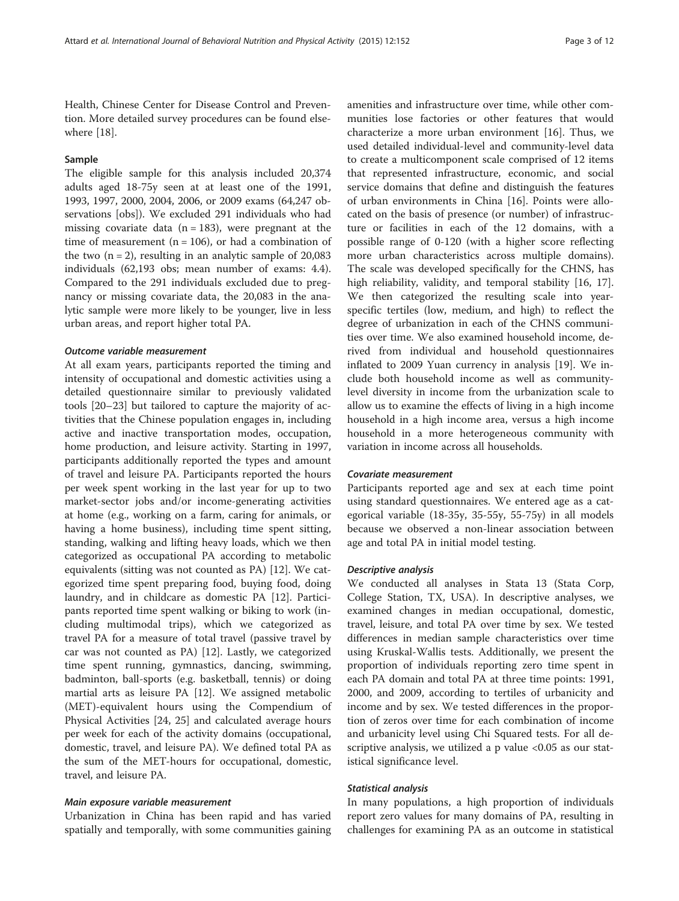Health, Chinese Center for Disease Control and Prevention. More detailed survey procedures can be found elsewhere [18].

### Sample

The eligible sample for this analysis included 20,374 adults aged 18-75y seen at at least one of the 1991, 1993, 1997, 2000, 2004, 2006, or 2009 exams (64,247 observations [obs]). We excluded 291 individuals who had missing covariate data (n = 183), were pregnant at the time of measurement (n = 106), or had a combination of the two (n = 2), resulting in an analytic sample of 20,083 individuals (62,193 obs; mean number of exams: 4.4). Compared to the 291 individuals excluded due to pregnancy or missing covariate data, the 20,083 in the analytic sample were more likely to be younger, live in less urban areas, and report higher total PA.

#### *Outcome variable measurement*

At all exam years, participants reported the timing and intensity of occupational and domestic activities using a detailed questionnaire similar to previously validated tools [20–23] but tailored to capture the majority of activities that the Chinese population engages in, including active and inactive transportation modes, occupation, home production, and leisure activity. Starting in 1997, participants additionally reported the types and amount of travel and leisure PA. Participants reported the hours per week spent working in the last year for up to two market-sector jobs and/or income-generating activities at home (e.g., working on a farm, caring for animals, or having a home business), including time spent sitting, standing, walking and lifting heavy loads, which we then categorized as occupational PA according to metabolic equivalents (sitting was not counted as PA) [12]. We categorized time spent preparing food, buying food, doing laundry, and in childcare as domestic PA [12]. Participants reported time spent walking or biking to work (including multimodal trips), which we categorized as travel PA for a measure of total travel (passive travel by car was not counted as PA) [12]. Lastly, we categorized time spent running, gymnastics, dancing, swimming, badminton, ball-sports (e.g. basketball, tennis) or doing martial arts as leisure PA [12]. We assigned metabolic (MET)-equivalent hours using the Compendium of Physical Activities [24, 25] and calculated average hours per week for each of the activity domains (occupational, domestic, travel, and leisure PA). We defined total PA as the sum of the MET-hours for occupational, domestic, travel, and leisure PA.

#### *Main exposure variable measurement*

Urbanization in China has been rapid and has varied spatially and temporally, with some communities gaining amenities and infrastructure over time, while other communities lose factories or other features that would characterize a more urban environment [16]. Thus, we used detailed individual-level and community-level data to create a multicomponent scale comprised of 12 items that represented infrastructure, economic, and social service domains that define and distinguish the features of urban environments in China [16]. Points were allocated on the basis of presence (or number) of infrastructure or facilities in each of the 12 domains, with a possible range of 0-120 (with a higher score reflecting more urban characteristics across multiple domains). The scale was developed specifically for the CHNS, has high reliability, validity, and temporal stability [16, 17]. We then categorized the resulting scale into year-specific tertiles (low, medium, and high) to reflect the degree of urbanization in each of the CHNS communities over time. We also examined household income, derived from individual and household questionnaires inflated to 2009 Yuan currency in analysis [19]. We include both household income as well as community-level diversity in income from the urbanization scale to allow us to examine the effects of living in a high income household in a high income area, versus a high income household in a more heterogeneous community with variation in income across all households.

#### *Covariate measurement*

Participants reported age and sex at each time point using standard questionnaires. We entered age as a categorical variable (18-35y, 35-55y, 55-75y) in all models because we observed a non-linear association between age and total PA in initial model testing.

#### *Descriptive analysis*

We conducted all analyses in Stata 13 (Stata Corp, College Station, TX, USA). In descriptive analyses, we examined changes in median occupational, domestic, travel, leisure, and total PA over time by sex. We tested differences in median sample characteristics over time using Kruskal-Wallis tests. Additionally, we present the proportion of individuals reporting zero time spent in each PA domain and total PA at three time points: 1991, 2000, and 2009, according to tertiles of urbanicity and income and by sex. We tested differences in the proportion of zeros over time for each combination of income and urbanicity level using Chi Squared tests. For all descriptive analysis, we utilized a p value <0.05 as our statistical significance level.

#### *Statistical analysis*

In many populations, a high proportion of individuals report zero values for many domains of PA, resulting in challenges for examining PA as an outcome in statistical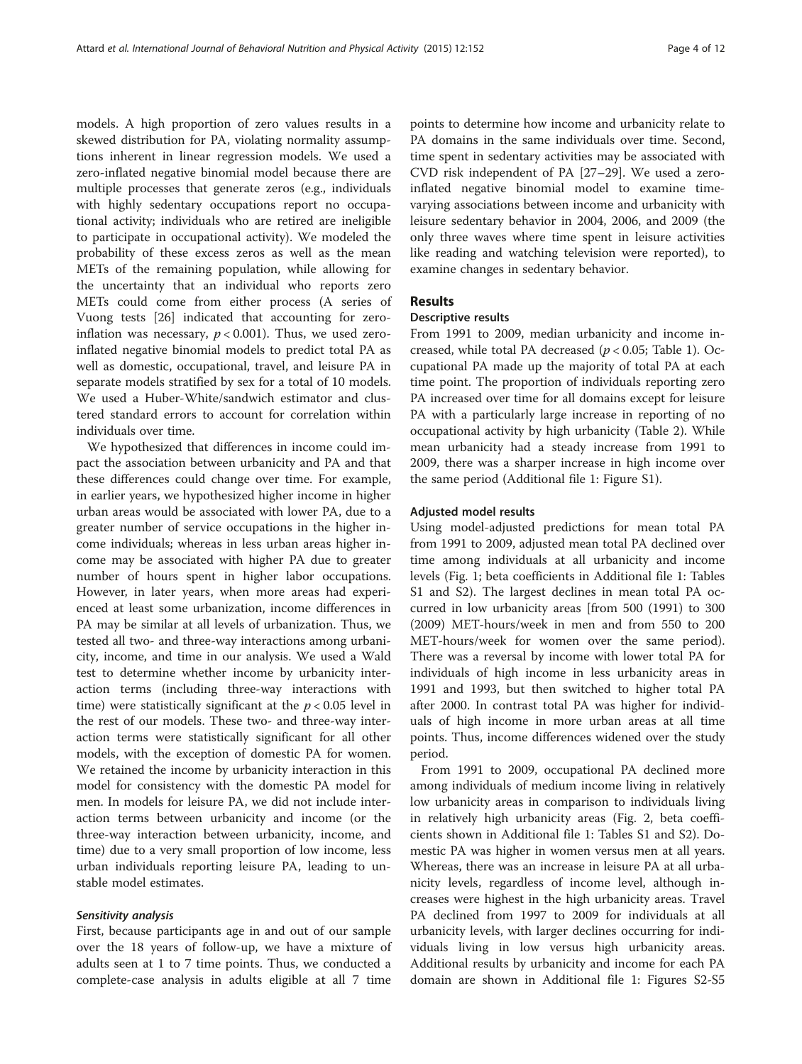models. A high proportion of zero values results in a skewed distribution for PA, violating normality assumptions inherent in linear regression models. We used a zero-inflated negative binomial model because there are multiple processes that generate zeros (e.g., individuals with highly sedentary occupations report no occupational activity; individuals who are retired are ineligible to participate in occupational activity). We modeled the probability of these excess zeros as well as the mean METs of the remaining population, while allowing for the uncertainty that an individual who reports zero METs could come from either process (A series of Vuong tests [26] indicated that accounting for zero-inflation was necessary, $p < 0.001$). Thus, we used zero-inflated negative binomial models to predict total PA as well as domestic, occupational, travel, and leisure PA in separate models stratified by sex for a total of 10 models. We used a Huber-White/sandwich estimator and clustered standard errors to account for correlation within individuals over time.

We hypothesized that differences in income could impact the association between urbanicity and PA and that these differences could change over time. For example, in earlier years, we hypothesized higher income in higher urban areas would be associated with lower PA, due to a greater number of service occupations in the higher income individuals; whereas in less urban areas higher income may be associated with higher PA due to greater number of hours spent in higher labor occupations. However, in later years, when more areas had experienced at least some urbanization, income differences in PA may be similar at all levels of urbanization. Thus, we tested all two- and three-way interactions among urbanicity, income, and time in our analysis. We used a Wald test to determine whether income by urbanicity interaction terms (including three-way interactions with time) were statistically significant at the $p < 0.05$ level in the rest of our models. These two- and three-way interaction terms were statistically significant for all other models, with the exception of domestic PA for women. We retained the income by urbanicity interaction in this model for consistency with the domestic PA model for men. In models for leisure PA, we did not include interaction terms between urbanicity and income (or the three-way interaction between urbanicity, income, and time) due to a very small proportion of low income, less urban individuals reporting leisure PA, leading to unstable model estimates.

#### *Sensitivity analysis*

First, because participants age in and out of our sample over the 18 years of follow-up, we have a mixture of adults seen at 1 to 7 time points. Thus, we conducted a complete-case analysis in adults eligible at all 7 time points to determine how income and urbanicity relate to PA domains in the same individuals over time. Second, time spent in sedentary activities may be associated with CVD risk independent of PA [27–29]. We used a zero-inflated negative binomial model to examine time-varying associations between income and urbanicity with leisure sedentary behavior in 2004, 2006, and 2009 (the only three waves where time spent in leisure activities like reading and watching television were reported), to examine changes in sedentary behavior.

## Results

### Descriptive results

From 1991 to 2009, median urbanicity and income increased, while total PA decreased ($p < 0.05$; Table 1). Occupational PA made up the majority of total PA at each time point. The proportion of individuals reporting zero PA increased over time for all domains except for leisure PA with a particularly large increase in reporting of no occupational activity by high urbanicity (Table 2). While mean urbanicity had a steady increase from 1991 to 2009, there was a sharper increase in high income over the same period (Additional file 1: Figure S1).

### Adjusted model results

Using model-adjusted predictions for mean total PA from 1991 to 2009, adjusted mean total PA declined over time among individuals at all urbanicity and income levels (Fig. 1; beta coefficients in Additional file 1: Tables S1 and S2). The largest declines in mean total PA occurred in low urbanicity areas [from 500 (1991) to 300 (2009) MET-hours/week in men and from 550 to 200 MET-hours/week for women over the same period). There was a reversal by income with lower total PA for individuals of high income in less urbanicity areas in 1991 and 1993, but then switched to higher total PA after 2000. In contrast total PA was higher for individuals of high income in more urban areas at all time points. Thus, income differences widened over the study period.

From 1991 to 2009, occupational PA declined more among individuals of medium income living in relatively low urbanicity areas in comparison to individuals living in relatively high urbanicity areas (Fig. 2, beta coefficients shown in Additional file 1: Tables S1 and S2). Domestic PA was higher in women versus men at all years. Whereas, there was an increase in leisure PA at all urbanicity levels, regardless of income level, although increases were highest in the high urbanicity areas. Travel PA declined from 1997 to 2009 for individuals at all urbanicity levels, with larger declines occurring for individuals living in low versus high urbanicity areas. Additional results by urbanicity and income for each PA domain are shown in Additional file 1: Figures S2-S5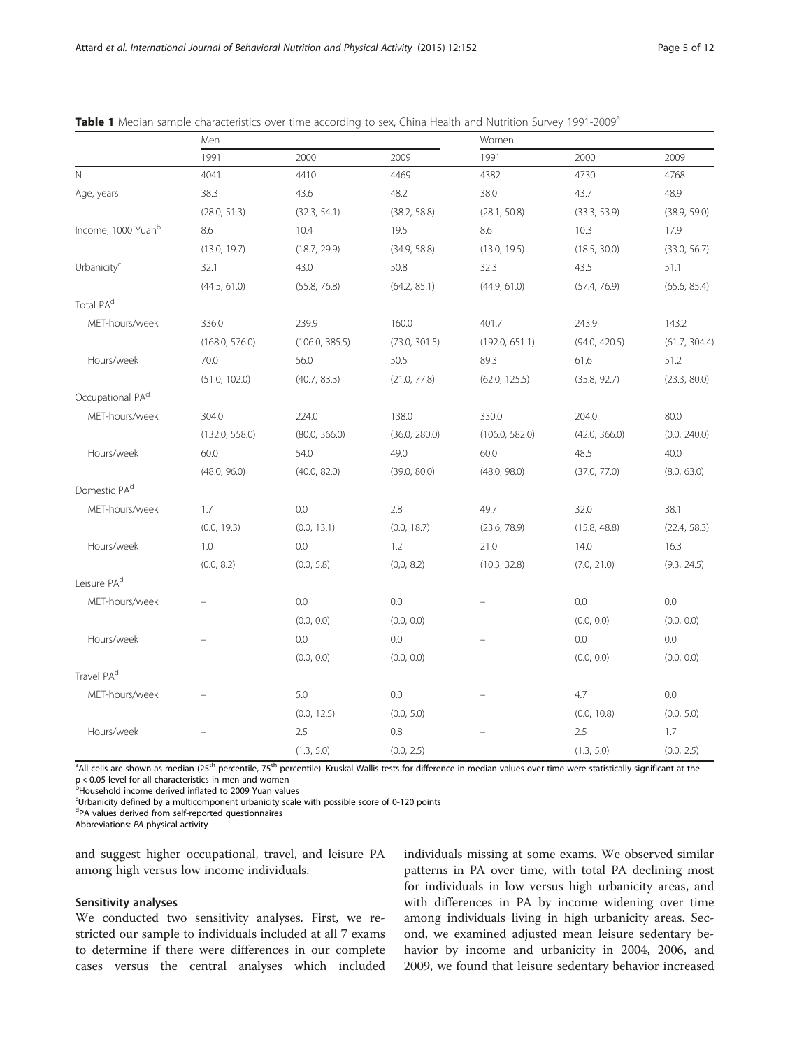**Table 1** Median sample characteristics over time according to sex, China Health and Nutrition Survey 1991-2009[a]

| | Men | | | Women | | |
|---|---|---|---|---|---|---|
| | 1991 | 2000 | 2009 | 1991 | 2000 | 2009 |
| N | 4041 | 4410 | 4469 | 4382 | 4730 | 4768 |
| Age, years | 38.3 | 43.6 | 48.2 | 38.0 | 43.7 | 48.9 |
| | (28.0, 51.3) | (32.3, 54.1) | (38.2, 58.8) | (28.1, 50.8) | (33.3, 53.9) | (38.9, 59.0) |
| Income, 1000 Yuan[b] | 8.6 | 10.4 | 19.5 | 8.6 | 10.3 | 17.9 |
| | (13.0, 19.7) | (18.7, 29.9) | (34.9, 58.8) | (13.0, 19.5) | (18.5, 30.0) | (33.0, 56.7) |
| Urbanicity[c] | 32.1 | 43.0 | 50.8 | 32.3 | 43.5 | 51.1 |
| | (44.5, 61.0) | (55.8, 76.8) | (64.2, 85.1) | (44.9, 61.0) | (57.4, 76.9) | (65.6, 85.4) |
| Total PA[d] | | | | | | |
| MET-hours/week | 336.0 | 239.9 | 160.0 | 401.7 | 243.9 | 143.2 |
| | (168.0, 576.0) | (106.0, 385.5) | (73.0, 301.5) | (192.0, 651.1) | (94.0, 420.5) | (61.7, 304.4) |
| Hours/week | 70.0 | 56.0 | 50.5 | 89.3 | 61.6 | 51.2 |
| | (51.0, 102.0) | (40.7, 83.3) | (21.0, 77.8) | (62.0, 125.5) | (35.8, 92.7) | (23.3, 80.0) |
| Occupational PA[d] | | | | | | |
| MET-hours/week | 304.0 | 224.0 | 138.0 | 330.0 | 204.0 | 80.0 |
| | (132.0, 558.0) | (80.0, 366.0) | (36.0, 280.0) | (106.0, 582.0) | (42.0, 366.0) | (0.0, 240.0) |
| Hours/week | 60.0 | 54.0 | 49.0 | 60.0 | 48.5 | 40.0 |
| | (48.0, 96.0) | (40.0, 82.0) | (39.0, 80.0) | (48.0, 98.0) | (37.0, 77.0) | (8.0, 63.0) |
| Domestic PA[d] | | | | | | |
| MET-hours/week | 1.7 | 0.0 | 2.8 | 49.7 | 32.0 | 38.1 |
| | (0.0, 19.3) | (0.0, 13.1) | (0.0, 18.7) | (23.6, 78.9) | (15.8, 48.8) | (22.4, 58.3) |
| Hours/week | 1.0 | 0.0 | 1.2 | 21.0 | 14.0 | 16.3 |
| | (0.0, 8.2) | (0.0, 5.8) | (0,0, 8.2) | (10.3, 32.8) | (7.0, 21.0) | (9.3, 24.5) |
| Leisure PA[d] | | | | | | |
| MET-hours/week | – | 0.0 | 0.0 | – | 0.0 | 0.0 |
| | | (0.0, 0.0) | (0.0, 0.0) | | (0.0, 0.0) | (0.0, 0.0) |
| Hours/week | – | 0.0 | 0.0 | – | 0.0 | 0.0 |
| | | (0.0, 0.0) | (0.0, 0.0) | | (0.0, 0.0) | (0.0, 0.0) |
| Travel PA[d] | | | | | | |
| MET-hours/week | – | 5.0 | 0.0 | – | 4.7 | 0.0 |
| | | (0.0, 12.5) | (0.0, 5.0) | | (0.0, 10.8) | (0.0, 5.0) |
| Hours/week | – | 2.5 | 0.8 | – | 2.5 | 1.7 |
| | | (1.3, 5.0) | (0.0, 2.5) | | (1.3, 5.0) | (0.0, 2.5) |

[a]All cells are shown as median (25[th] percentile, 75[th] percentile). Kruskal-Wallis tests for difference in median values over time were statistically significant at the $p < 0.05$ level for all characteristics in men and women

[b]Household income derived inflated to 2009 Yuan values

[c]Urbanicity defined by a multicomponent urbanicity scale with possible score of 0-120 points

[d]PA values derived from self-reported questionnaires

Abbreviations: *PA* physical activity

and suggest higher occupational, travel, and leisure PA among high versus low income individuals.

### Sensitivity analyses

We conducted two sensitivity analyses. First, we restricted our sample to individuals included at all 7 exams to determine if there were differences in our complete cases versus the central analyses which included individuals missing at some exams. We observed similar patterns in PA over time, with total PA declining most for individuals in low versus high urbanicity areas, and with differences in PA by income widening over time among individuals living in high urbanicity areas. Second, we examined adjusted mean leisure sedentary behavior by income and urbanicity in 2004, 2006, and 2009, we found that leisure sedentary behavior increased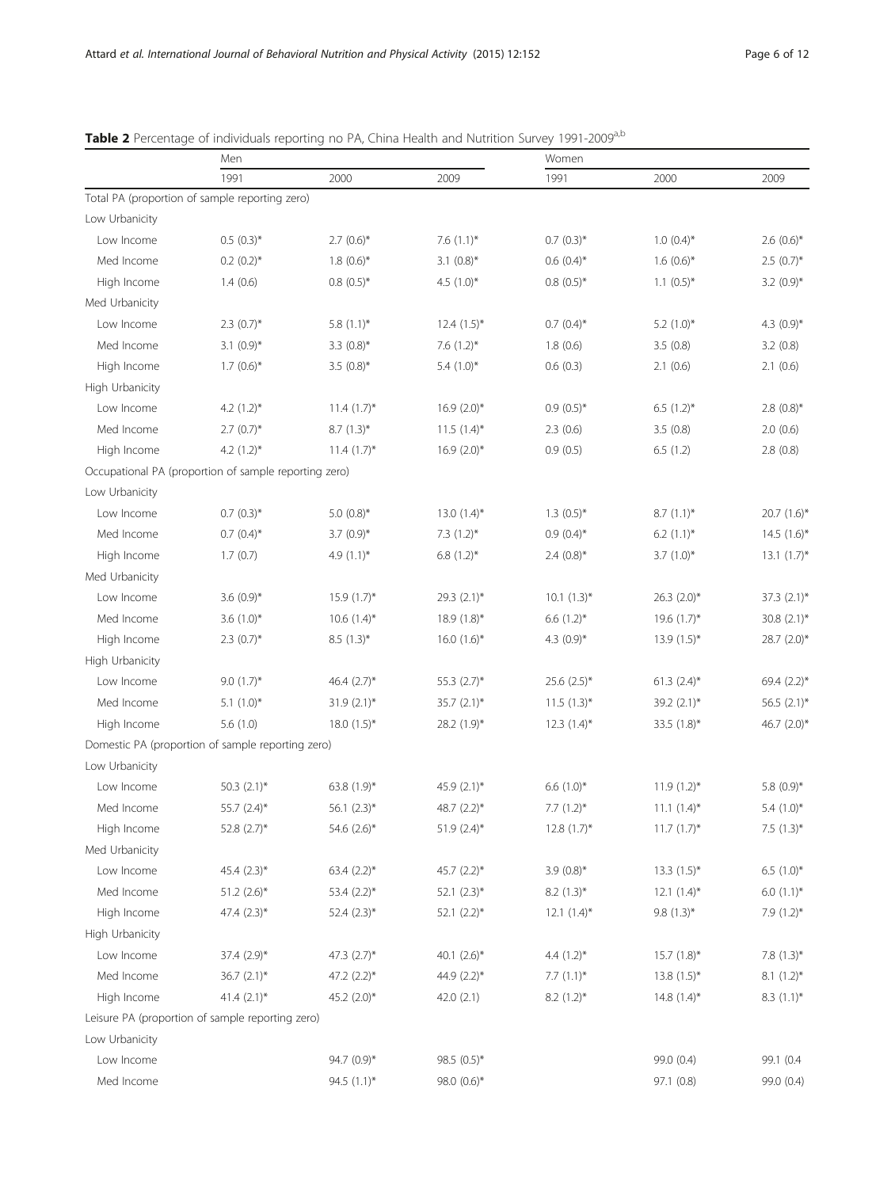**Table 2** Percentage of individuals reporting no PA, China Health and Nutrition Survey 1991-2009[a,b]

| | Men | | | Women | | |
|---|---|---|---|---|---|---|
| | 1991 | 2000 | 2009 | 1991 | 2000 | 2009 |
| Total PA (proportion of sample reporting zero) | | | | | | |
| Low Urbanicity | | | | | | |
| Low Income | 0.5 (0.3)* | 2.7 (0.6)* | 7.6 (1.1)* | 0.7 (0.3)* | 1.0 (0.4)* | 2.6 (0.6)* |
| Med Income | 0.2 (0.2)* | 1.8 (0.6)* | 3.1 (0.8)* | 0.6 (0.4)* | 1.6 (0.6)* | 2.5 (0.7)* |
| High Income | 1.4 (0.6) | 0.8 (0.5)* | 4.5 (1.0)* | 0.8 (0.5)* | 1.1 (0.5)* | 3.2 (0.9)* |
| Med Urbanicity | | | | | | |
| Low Income | 2.3 (0.7)* | 5.8 (1.1)* | 12.4 (1.5)* | 0.7 (0.4)* | 5.2 (1.0)* | 4.3 (0.9)* |
| Med Income | 3.1 (0.9)* | 3.3 (0.8)* | 7.6 (1.2)* | 1.8 (0.6) | 3.5 (0.8) | 3.2 (0.8) |
| High Income | 1.7 (0.6)* | 3.5 (0.8)* | 5.4 (1.0)* | 0.6 (0.3) | 2.1 (0.6) | 2.1 (0.6) |
| High Urbanicity | | | | | | |
| Low Income | 4.2 (1.2)* | 11.4 (1.7)* | 16.9 (2.0)* | 0.9 (0.5)* | 6.5 (1.2)* | 2.8 (0.8)* |
| Med Income | 2.7 (0.7)* | 8.7 (1.3)* | 11.5 (1.4)* | 2.3 (0.6) | 3.5 (0.8) | 2.0 (0.6) |
| High Income | 4.2 (1.2)* | 11.4 (1.7)* | 16.9 (2.0)* | 0.9 (0.5) | 6.5 (1.2) | 2.8 (0.8) |
| Occupational PA (proportion of sample reporting zero) | | | | | | |
| Low Urbanicity | | | | | | |
| Low Income | 0.7 (0.3)* | 5.0 (0.8)* | 13.0 (1.4)* | 1.3 (0.5)* | 8.7 (1.1)* | 20.7 (1.6)* |
| Med Income | 0.7 (0.4)* | 3.7 (0.9)* | 7.3 (1.2)* | 0.9 (0.4)* | 6.2 (1.1)* | 14.5 (1.6)* |
| High Income | 1.7 (0.7) | 4.9 (1.1)* | 6.8 (1.2)* | 2.4 (0.8)* | 3.7 (1.0)* | 13.1 (1.7)* |
| Med Urbanicity | | | | | | |
| Low Income | 3.6 (0.9)* | 15.9 (1.7)* | 29.3 (2.1)* | 10.1 (1.3)* | 26.3 (2.0)* | 37.3 (2.1)* |
| Med Income | 3.6 (1.0)* | 10.6 (1.4)* | 18.9 (1.8)* | 6.6 (1.2)* | 19.6 (1.7)* | 30.8 (2.1)* |
| High Income | 2.3 (0.7)* | 8.5 (1.3)* | 16.0 (1.6)* | 4.3 (0.9)* | 13.9 (1.5)* | 28.7 (2.0)* |
| High Urbanicity | | | | | | |
| Low Income | 9.0 (1.7)* | 46.4 (2.7)* | 55.3 (2.7)* | 25.6 (2.5)* | 61.3 (2.4)* | 69.4 (2.2)* |
| Med Income | 5.1 (1.0)* | 31.9 (2.1)* | 35.7 (2.1)* | 11.5 (1.3)* | 39.2 (2.1)* | 56.5 (2.1)* |
| High Income | 5.6 (1.0) | 18.0 (1.5)* | 28.2 (1.9)* | 12.3 (1.4)* | 33.5 (1.8)* | 46.7 (2.0)* |
| Domestic PA (proportion of sample reporting zero) | | | | | | |
| Low Urbanicity | | | | | | |
| Low Income | 50.3 (2.1)* | 63.8 (1.9)* | 45.9 (2.1)* | 6.6 (1.0)* | 11.9 (1.2)* | 5.8 (0.9)* |
| Med Income | 55.7 (2.4)* | 56.1 (2.3)* | 48.7 (2.2)* | 7.7 (1.2)* | 11.1 (1.4)* | 5.4 (1.0)* |
| High Income | 52.8 (2.7)* | 54.6 (2.6)* | 51.9 (2.4)* | 12.8 (1.7)* | 11.7 (1.7)* | 7.5 (1.3)* |
| Med Urbanicity | | | | | | |
| Low Income | 45.4 (2.3)* | 63.4 (2.2)* | 45.7 (2.2)* | 3.9 (0.8)* | 13.3 (1.5)* | 6.5 (1.0)* |
| Med Income | 51.2 (2.6)* | 53.4 (2.2)* | 52.1 (2.3)* | 8.2 (1.3)* | 12.1 (1.4)* | 6.0 (1.1)* |
| High Income | 47.4 (2.3)* | 52.4 (2.3)* | 52.1 (2.2)* | 12.1 (1.4)* | 9.8 (1.3)* | 7.9 (1.2)* |
| High Urbanicity | | | | | | |
| Low Income | 37.4 (2.9)* | 47.3 (2.7)* | 40.1 (2.6)* | 4.4 (1.2)* | 15.7 (1.8)* | 7.8 (1.3)* |
| Med Income | 36.7 (2.1)* | 47.2 (2.2)* | 44.9 (2.2)* | 7.7 (1.1)* | 13.8 (1.5)* | 8.1 (1.2)* |
| High Income | 41.4 (2.1)* | 45.2 (2.0)* | 42.0 (2.1) | 8.2 (1.2)* | 14.8 (1.4)* | 8.3 (1.1)* |
| Leisure PA (proportion of sample reporting zero) | | | | | | |
| Low Urbanicity | | | | | | |
| Low Income | | 94.7 (0.9)* | 98.5 (0.5)* | | 99.0 (0.4) | 99.1 (0.4 |
| Med Income | | 94.5 (1.1)* | 98.0 (0.6)* | | 97.1 (0.8) | 99.0 (0.4) |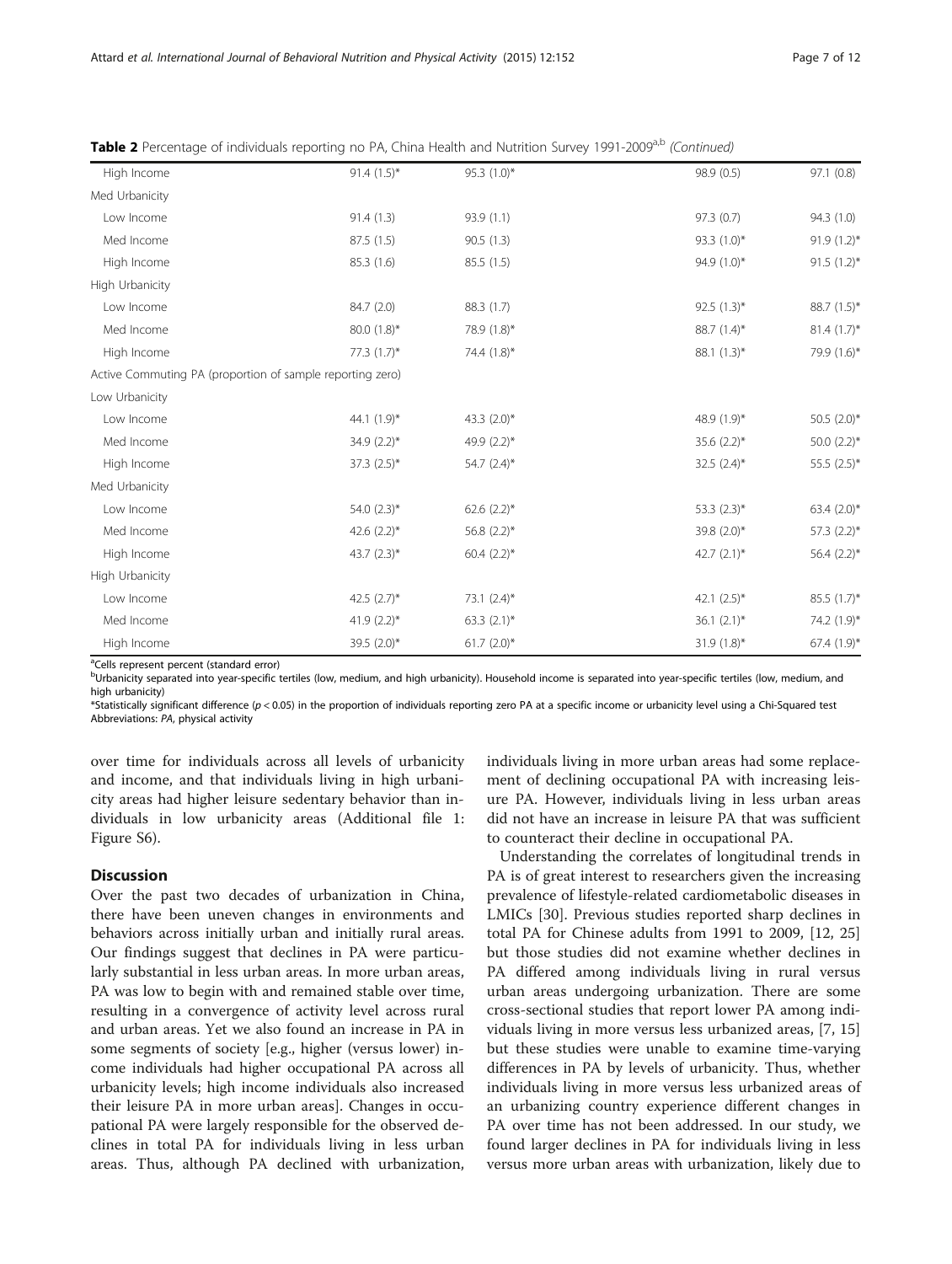**Table 2** Percentage of individuals reporting no PA, China Health and Nutrition Survey 1991-2009[a,b] *(Continued)*

| | | | | |
|---|---|---|---|---|
| High Income | 91.4 (1.5)* | 95.3 (1.0)* | 98.9 (0.5) | 97.1 (0.8) |
| Med Urbanicity | | | | |
| Low Income | 91.4 (1.3) | 93.9 (1.1) | 97.3 (0.7) | 94.3 (1.0) |
| Med Income | 87.5 (1.5) | 90.5 (1.3) | 93.3 (1.0)* | 91.9 (1.2)* |
| High Income | 85.3 (1.6) | 85.5 (1.5) | 94.9 (1.0)* | 91.5 (1.2)* |
| High Urbanicity | | | | |
| Low Income | 84.7 (2.0) | 88.3 (1.7) | 92.5 (1.3)* | 88.7 (1.5)* |
| Med Income | 80.0 (1.8)* | 78.9 (1.8)* | 88.7 (1.4)* | 81.4 (1.7)* |
| High Income | 77.3 (1.7)* | 74.4 (1.8)* | 88.1 (1.3)* | 79.9 (1.6)* |
| Active Commuting PA (proportion of sample reporting zero) | | | | |
| Low Urbanicity | | | | |
| Low Income | 44.1 (1.9)* | 43.3 (2.0)* | 48.9 (1.9)* | 50.5 (2.0)* |
| Med Income | 34.9 (2.2)* | 49.9 (2.2)* | 35.6 (2.2)* | 50.0 (2.2)* |
| High Income | 37.3 (2.5)* | 54.7 (2.4)* | 32.5 (2.4)* | 55.5 (2.5)* |
| Med Urbanicity | | | | |
| Low Income | 54.0 (2.3)* | 62.6 (2.2)* | 53.3 (2.3)* | 63.4 (2.0)* |
| Med Income | 42.6 (2.2)* | 56.8 (2.2)* | 39.8 (2.0)* | 57.3 (2.2)* |
| High Income | 43.7 (2.3)* | 60.4 (2.2)* | 42.7 (2.1)* | 56.4 (2.2)* |
| High Urbanicity | | | | |
| Low Income | 42.5 (2.7)* | 73.1 (2.4)* | 42.1 (2.5)* | 85.5 (1.7)* |
| Med Income | 41.9 (2.2)* | 63.3 (2.1)* | 36.1 (2.1)* | 74.2 (1.9)* |
| High Income | 39.5 (2.0)* | 61.7 (2.0)* | 31.9 (1.8)* | 67.4 (1.9)* |

[a]Cells represent percent (standard error)
[b]Urbanicity separated into year-specific tertiles (low, medium, and high urbanicity). Household income is separated into year-specific tertiles (low, medium, and high urbanicity)
*Statistically significant difference ($p < 0.05$) in the proportion of individuals reporting zero PA at a specific income or urbanicity level using a Chi-Squared test
Abbreviations: *PA*, physical activity

over time for individuals across all levels of urbanicity and income, and that individuals living in high urbanicity areas had higher leisure sedentary behavior than individuals in low urbanicity areas (Additional file 1: Figure S6).

## Discussion

Over the past two decades of urbanization in China, there have been uneven changes in environments and behaviors across initially urban and initially rural areas. Our findings suggest that declines in PA were particularly substantial in less urban areas. In more urban areas, PA was low to begin with and remained stable over time, resulting in a convergence of activity level across rural and urban areas. Yet we also found an increase in PA in some segments of society [e.g., higher (versus lower) income individuals had higher occupational PA across all urbanicity levels; high income individuals also increased their leisure PA in more urban areas]. Changes in occupational PA were largely responsible for the observed declines in total PA for individuals living in less urban areas. Thus, although PA declined with urbanization, individuals living in more urban areas had some replacement of declining occupational PA with increasing leisure PA. However, individuals living in less urban areas did not have an increase in leisure PA that was sufficient to counteract their decline in occupational PA.

Understanding the correlates of longitudinal trends in PA is of great interest to researchers given the increasing prevalence of lifestyle-related cardiometabolic diseases in LMICs [30]. Previous studies reported sharp declines in total PA for Chinese adults from 1991 to 2009, [12, 25] but those studies did not examine whether declines in PA differed among individuals living in rural versus urban areas undergoing urbanization. There are some cross-sectional studies that report lower PA among individuals living in more versus less urbanized areas, [7, 15] but these studies were unable to examine time-varying differences in PA by levels of urbanicity. Thus, whether individuals living in more versus less urbanized areas of an urbanizing country experience different changes in PA over time has not been addressed. In our study, we found larger declines in PA for individuals living in less versus more urban areas with urbanization, likely due to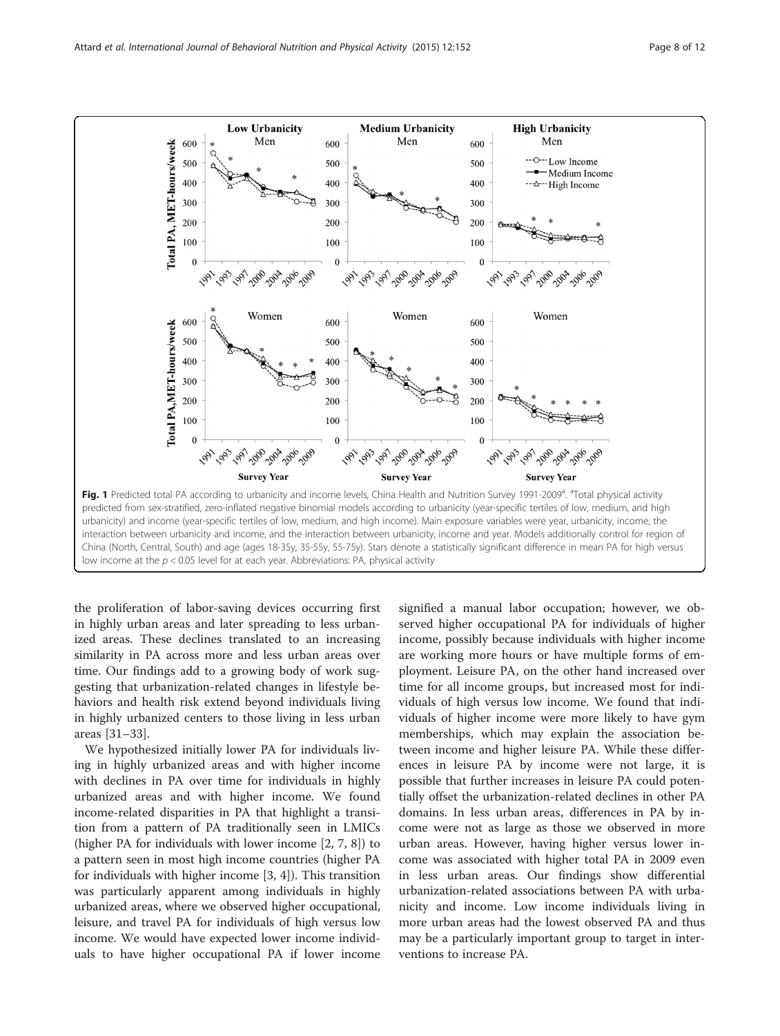Fig. 1 Predicted total PA according to urbanicity and income levels, China Health and Nutrition Survey 1991-2009[a]. [a]Total physical activity predicted from sex-stratified, zero-inflated negative binomial models according to urbanicity (year-specific tertiles of low, medium, and high urbanicity) and income (year-specific tertiles of low, medium, and high income). Main exposure variables were year, urbanicity, income, the interaction between urbanicity and income, and the interaction between urbanicity, income and year. Models additionally control for region of China (North, Central, South) and age (ages 18-35y, 35-55y, 55-75y). Stars denote a statistically significant difference in mean PA for high versus low income at the $p < 0.05$ level for at each year. Abbreviations: PA, physical activity

the proliferation of labor-saving devices occurring first in highly urban areas and later spreading to less urbanized areas. These declines translated to an increasing similarity in PA across more and less urban areas over time. Our findings add to a growing body of work suggesting that urbanization-related changes in lifestyle behaviors and health risk extend beyond individuals living in highly urbanized centers to those living in less urban areas [31–33].

We hypothesized initially lower PA for individuals living in highly urbanized areas and with higher income with declines in PA over time for individuals in highly urbanized areas and with higher income. We found income-related disparities in PA that highlight a transition from a pattern of PA traditionally seen in LMICs (higher PA for individuals with lower income [2, 7, 8]) to a pattern seen in most high income countries (higher PA for individuals with higher income [3, 4]). This transition was particularly apparent among individuals in highly urbanized areas, where we observed higher occupational, leisure, and travel PA for individuals of high versus low income. We would have expected lower income individuals to have higher occupational PA if lower income signified a manual labor occupation; however, we observed higher occupational PA for individuals of higher income, possibly because individuals with higher income are working more hours or have multiple forms of employment. Leisure PA, on the other hand increased over time for all income groups, but increased most for individuals of high versus low income. We found that individuals of higher income were more likely to have gym memberships, which may explain the association between income and higher leisure PA. While these differences in leisure PA by income were not large, it is possible that further increases in leisure PA could potentially offset the urbanization-related declines in other PA domains. In less urban areas, differences in PA by income were not as large as those we observed in more urban areas. However, having higher versus lower income was associated with higher total PA in 2009 even in less urban areas. Our findings show differential urbanization-related associations between PA with urbanicity and income. Low income individuals living in more urban areas had the lowest observed PA and thus may be a particularly important group to target in interventions to increase PA.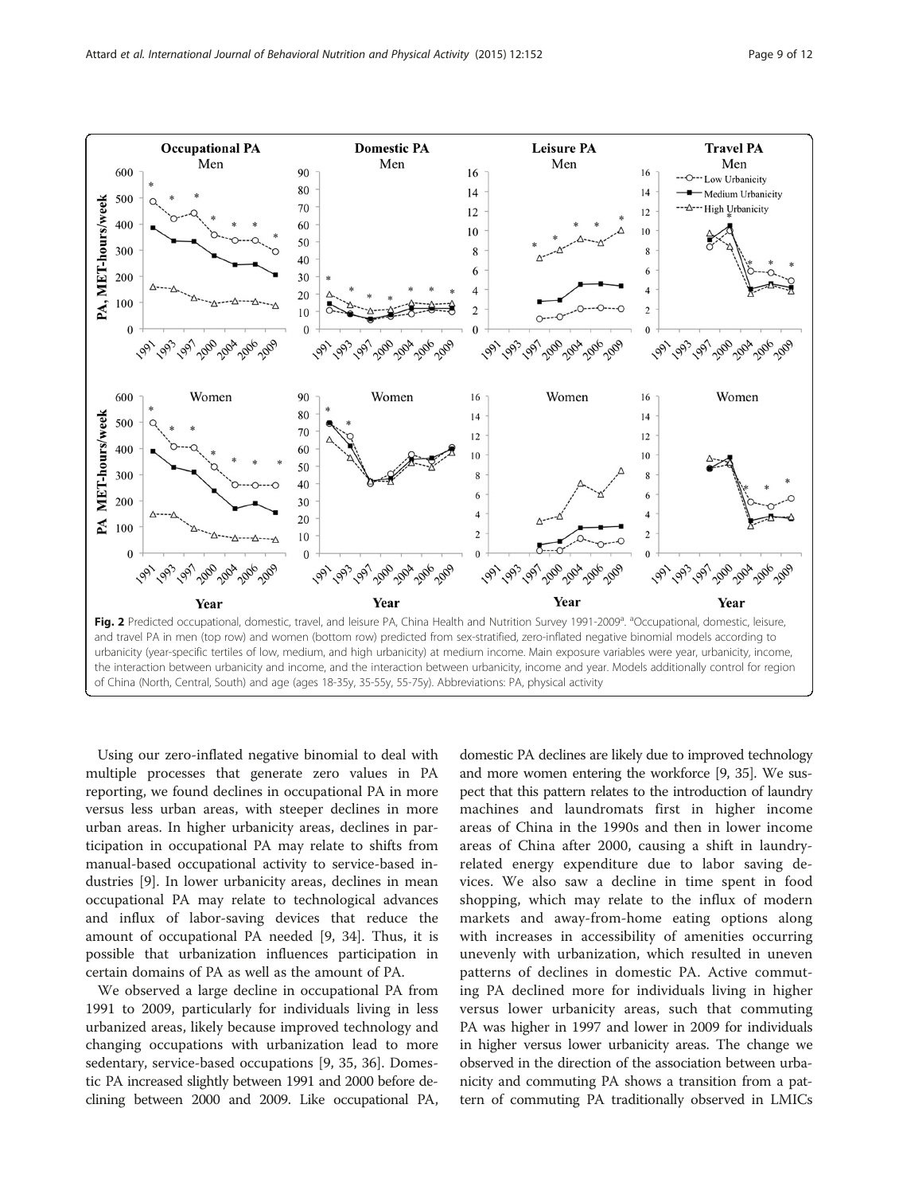**Fig. 2** Predicted occupational, domestic, travel, and leisure PA, China Health and Nutrition Survey 1991-2009[a]. [a]Occupational, domestic, leisure, and travel PA in men (top row) and women (bottom row) predicted from sex-stratified, zero-inflated negative binomial models according to urbanicity (year-specific tertiles of low, medium, and high urbanicity) at medium income. Main exposure variables were year, urbanicity, income, the interaction between urbanicity and income, and the interaction between urbanicity, income and year. Models additionally control for region of China (North, Central, South) and age (ages 18-35y, 35-55y, 55-75y). Abbreviations: PA, physical activity

Using our zero-inflated negative binomial to deal with multiple processes that generate zero values in PA reporting, we found declines in occupational PA in more versus less urban areas, with steeper declines in more urban areas. In higher urbanicity areas, declines in participation in occupational PA may relate to shifts from manual-based occupational activity to service-based industries [9]. In lower urbanicity areas, declines in mean occupational PA may relate to technological advances and influx of labor-saving devices that reduce the amount of occupational PA needed [9, 34]. Thus, it is possible that urbanization influences participation in certain domains of PA as well as the amount of PA.

We observed a large decline in occupational PA from 1991 to 2009, particularly for individuals living in less urbanized areas, likely because improved technology and changing occupations with urbanization lead to more sedentary, service-based occupations [9, 35, 36]. Domestic PA increased slightly between 1991 and 2000 before declining between 2000 and 2009. Like occupational PA, domestic PA declines are likely due to improved technology and more women entering the workforce [9, 35]. We suspect that this pattern relates to the introduction of laundry machines and laundromats first in higher income areas of China in the 1990s and then in lower income areas of China after 2000, causing a shift in laundry-related energy expenditure due to labor saving devices. We also saw a decline in time spent in food shopping, which may relate to the influx of modern markets and away-from-home eating options along with increases in accessibility of amenities occurring unevenly with urbanization, which resulted in uneven patterns of declines in domestic PA. Active commuting PA declined more for individuals living in higher versus lower urbanicity areas, such that commuting PA was higher in 1997 and lower in 2009 for individuals in higher versus lower urbanicity areas. The change we observed in the direction of the association between urbanicity and commuting PA shows a transition from a pattern of commuting PA traditionally observed in LMICs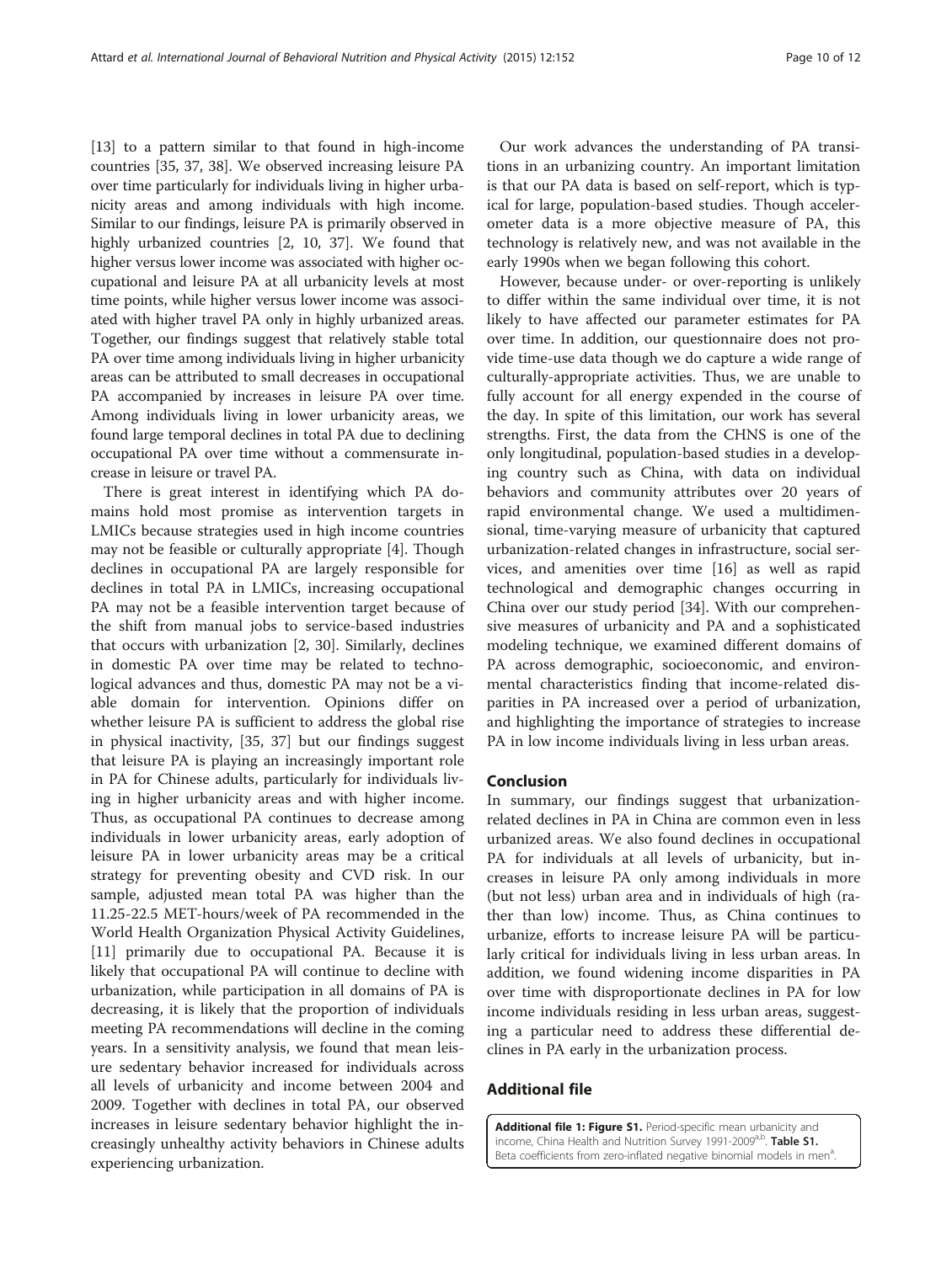[13] to a pattern similar to that found in high-income countries [35, 37, 38]. We observed increasing leisure PA over time particularly for individuals living in higher urbanicity areas and among individuals with high income. Similar to our findings, leisure PA is primarily observed in highly urbanized countries [2, 10, 37]. We found that higher versus lower income was associated with higher occupational and leisure PA at all urbanicity levels at most time points, while higher versus lower income was associated with higher travel PA only in highly urbanized areas. Together, our findings suggest that relatively stable total PA over time among individuals living in higher urbanicity areas can be attributed to small decreases in occupational PA accompanied by increases in leisure PA over time. Among individuals living in lower urbanicity areas, we found large temporal declines in total PA due to declining occupational PA over time without a commensurate increase in leisure or travel PA.

There is great interest in identifying which PA domains hold most promise as intervention targets in LMICs because strategies used in high income countries may not be feasible or culturally appropriate [4]. Though declines in occupational PA are largely responsible for declines in total PA in LMICs, increasing occupational PA may not be a feasible intervention target because of the shift from manual jobs to service-based industries that occurs with urbanization [2, 30]. Similarly, declines in domestic PA over time may be related to technological advances and thus, domestic PA may not be a viable domain for intervention. Opinions differ on whether leisure PA is sufficient to address the global rise in physical inactivity, [35, 37] but our findings suggest that leisure PA is playing an increasingly important role in PA for Chinese adults, particularly for individuals living in higher urbanicity areas and with higher income. Thus, as occupational PA continues to decrease among individuals in lower urbanicity areas, early adoption of leisure PA in lower urbanicity areas may be a critical strategy for preventing obesity and CVD risk. In our sample, adjusted mean total PA was higher than the 11.25-22.5 MET-hours/week of PA recommended in the World Health Organization Physical Activity Guidelines, [11] primarily due to occupational PA. Because it is likely that occupational PA will continue to decline with urbanization, while participation in all domains of PA is decreasing, it is likely that the proportion of individuals meeting PA recommendations will decline in the coming years. In a sensitivity analysis, we found that mean leisure sedentary behavior increased for individuals across all levels of urbanicity and income between 2004 and 2009. Together with declines in total PA, our observed increases in leisure sedentary behavior highlight the increasingly unhealthy activity behaviors in Chinese adults experiencing urbanization.

Our work advances the understanding of PA transitions in an urbanizing country. An important limitation is that our PA data is based on self-report, which is typical for large, population-based studies. Though accelerometer data is a more objective measure of PA, this technology is relatively new, and was not available in the early 1990s when we began following this cohort.

However, because under- or over-reporting is unlikely to differ within the same individual over time, it is not likely to have affected our parameter estimates for PA over time. In addition, our questionnaire does not provide time-use data though we do capture a wide range of culturally-appropriate activities. Thus, we are unable to fully account for all energy expended in the course of the day. In spite of this limitation, our work has several strengths. First, the data from the CHNS is one of the only longitudinal, population-based studies in a developing country such as China, with data on individual behaviors and community attributes over 20 years of rapid environmental change. We used a multidimensional, time-varying measure of urbanicity that captured urbanization-related changes in infrastructure, social services, and amenities over time [16] as well as rapid technological and demographic changes occurring in China over our study period [34]. With our comprehensive measures of urbanicity and PA and a sophisticated modeling technique, we examined different domains of PA across demographic, socioeconomic, and environmental characteristics finding that income-related disparities in PA increased over a period of urbanization, and highlighting the importance of strategies to increase PA in low income individuals living in less urban areas.

## Conclusion

In summary, our findings suggest that urbanization-related declines in PA in China are common even in less urbanized areas. We also found declines in occupational PA for individuals at all levels of urbanicity, but increases in leisure PA only among individuals in more (but not less) urban area and in individuals of high (rather than low) income. Thus, as China continues to urbanize, efforts to increase leisure PA will be particularly critical for individuals living in less urban areas. In addition, we found widening income disparities in PA over time with disproportionate declines in PA for low income individuals residing in less urban areas, suggesting a particular need to address these differential declines in PA early in the urbanization process.

## Additional file

**Additional file 1: Figure S1.** Period-specific mean urbanicity and income, China Health and Nutrition Survey 1991-2009[a,b]. **Table S1.** Beta coefficients from zero-inflated negative binomial models in men[a].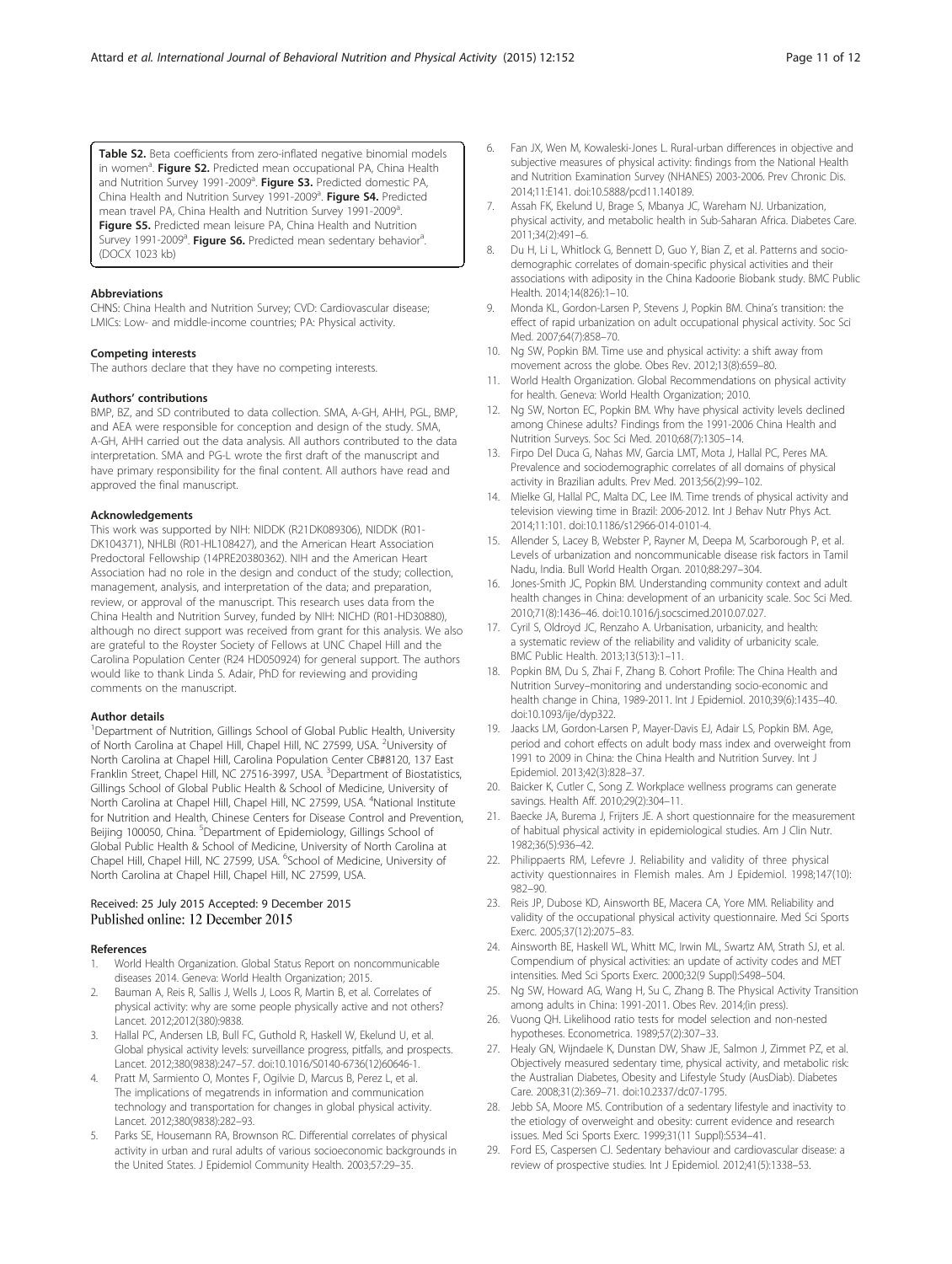**Table S2.** Beta coefficients from zero-inflated negative binomial models in women[a]. **Figure S2.** Predicted mean occupational PA, China Health and Nutrition Survey 1991-2009[a]. **Figure S3.** Predicted domestic PA, China Health and Nutrition Survey 1991-2009[a]. **Figure S4.** Predicted mean travel PA, China Health and Nutrition Survey 1991-2009[a]. **Figure S5.** Predicted mean leisure PA, China Health and Nutrition Survey 1991-2009[a]. **Figure S6.** Predicted mean sedentary behavior[a]. (DOCX 1023 kb)

#### Abbreviations

CHNS: China Health and Nutrition Survey; CVD: Cardiovascular disease; LMICs: Low- and middle-income countries; PA: Physical activity.

#### Competing interests

The authors declare that they have no competing interests.

#### Authors' contributions

BMP, BZ, and SD contributed to data collection. SMA, A-GH, AHH, PGL, BMP, and AEA were responsible for conception and design of the study. SMA, A-GH, AHH carried out the data analysis. All authors contributed to the data interpretation. SMA and PG-L wrote the first draft of the manuscript and have primary responsibility for the final content. All authors have read and approved the final manuscript.

#### Acknowledgements

This work was supported by NIH: NIDDK (R21DK089306), NIDDK (R01-DK104371), NHLBI (R01-HL108427), and the American Heart Association Predoctoral Fellowship (14PRE20380362). NIH and the American Heart Association had no role in the design and conduct of the study; collection, management, analysis, and interpretation of the data; and preparation, review, or approval of the manuscript. This research uses data from the China Health and Nutrition Survey, funded by NIH: NICHD (R01-HD30880), although no direct support was received from grant for this analysis. We also are grateful to the Royster Society of Fellows at UNC Chapel Hill and the Carolina Population Center (R24 HD050924) for general support. The authors would like to thank Linda S. Adair, PhD for reviewing and providing comments on the manuscript.

#### Author details

[1]Department of Nutrition, Gillings School of Global Public Health, University of North Carolina at Chapel Hill, Chapel Hill, NC 27599, USA. [2]University of North Carolina at Chapel Hill, Carolina Population Center CB#8120, 137 East Franklin Street, Chapel Hill, NC 27516-3997, USA. [3]Department of Biostatistics, Gillings School of Global Public Health & School of Medicine, University of North Carolina at Chapel Hill, Chapel Hill, NC 27599, USA. [4]National Institute for Nutrition and Health, Chinese Centers for Disease Control and Prevention, Beijing 100050, China. [5]Department of Epidemiology, Gillings School of Global Public Health & School of Medicine, University of North Carolina at Chapel Hill, Chapel Hill, NC 27599, USA. [6]School of Medicine, University of North Carolina at Chapel Hill, Chapel Hill, NC 27599, USA.

Received: 25 July 2015 Accepted: 9 December 2015
Published online: 12 December 2015

#### References

1. World Health Organization. Global Status Report on noncommunicable diseases 2014. Geneva: World Health Organization; 2015.
2. Bauman A, Reis R, Sallis J, Wells J, Loos R, Martin B, et al. Correlates of physical activity: why are some people physically active and not others? Lancet. 2012;2012(380):9838.
3. Hallal PC, Andersen LB, Bull FC, Guthold R, Haskell W, Ekelund U, et al. Global physical activity levels: surveillance progress, pitfalls, and prospects. Lancet. 2012;380(9838):247–57. doi:10.1016/S0140-6736(12)60646-1.
4. Pratt M, Sarmiento O, Montes F, Ogilvie D, Marcus B, Perez L, et al. The implications of megatrends in information and communication technology and transportation for changes in global physical activity. Lancet. 2012;380(9838):282–93.
5. Parks SE, Housemann RA, Brownson RC. Differential correlates of physical activity in urban and rural adults of various socioeconomic backgrounds in the United States. J Epidemiol Community Health. 2003;57:29–35.
6. Fan JX, Wen M, Kowaleski-Jones L. Rural-urban differences in objective and subjective measures of physical activity: findings from the National Health and Nutrition Examination Survey (NHANES) 2003-2006. Prev Chronic Dis. 2014;11:E141. doi:10.5888/pcd11.140189.
7. Assah FK, Ekelund U, Brage S, Mbanya JC, Wareham NJ. Urbanization, physical activity, and metabolic health in Sub-Saharan Africa. Diabetes Care. 2011;34(2):491–6.
8. Du H, Li L, Whitlock G, Bennett D, Guo Y, Bian Z, et al. Patterns and socio-demographic correlates of domain-specific physical activities and their associations with adiposity in the China Kadoorie Biobank study. BMC Public Health. 2014;14(826):1–10.
9. Monda KL, Gordon-Larsen P, Stevens J, Popkin BM. China's transition: the effect of rapid urbanization on adult occupational physical activity. Soc Sci Med. 2007;64(7):858–70.
10. Ng SW, Popkin BM. Time use and physical activity: a shift away from movement across the globe. Obes Rev. 2012;13(8):659–80.
11. World Health Organization. Global Recommendations on physical activity for health. Geneva: World Health Organization; 2010.
12. Ng SW, Norton EC, Popkin BM. Why have physical activity levels declined among Chinese adults? Findings from the 1991-2006 China Health and Nutrition Surveys. Soc Sci Med. 2010;68(7):1305–14.
13. Firpo Del Duca G, Nahas MV, Garcia LMT, Mota J, Hallal PC, Peres MA. Prevalence and sociodemographic correlates of all domains of physical activity in Brazilian adults. Prev Med. 2013;56(2):99–102.
14. Mielke GI, Hallal PC, Malta DC, Lee IM. Time trends of physical activity and television viewing time in Brazil: 2006-2012. Int J Behav Nutr Phys Act. 2014;11:101. doi:10.1186/s12966-014-0101-4.
15. Allender S, Lacey B, Webster P, Rayner M, Deepa M, Scarborough P, et al. Levels of urbanization and noncommunicable disease risk factors in Tamil Nadu, India. Bull World Health Organ. 2010;88:297–304.
16. Jones-Smith JC, Popkin BM. Understanding community context and adult health changes in China: development of an urbanicity scale. Soc Sci Med. 2010;71(8):1436–46. doi:10.1016/j.socscimed.2010.07.027.
17. Cyril S, Oldroyd JC, Renzaho A. Urbanisation, urbanicity, and health: a systematic review of the reliability and validity of urbanicity scale. BMC Public Health. 2013;13(513):1–11.
18. Popkin BM, Du S, Zhai F, Zhang B. Cohort Profile: The China Health and Nutrition Survey–monitoring and understanding socio-economic and health change in China, 1989-2011. Int J Epidemiol. 2010;39(6):1435–40. doi:10.1093/ije/dyp322.
19. Jaacks LM, Gordon-Larsen P, Mayer-Davis EJ, Adair LS, Popkin BM. Age, period and cohort effects on adult body mass index and overweight from 1991 to 2009 in China: the China Health and Nutrition Survey. Int J Epidemiol. 2013;42(3):828–37.
20. Baicker K, Cutler C, Song Z. Workplace wellness programs can generate savings. Health Aff. 2010;29(2):304–11.
21. Baecke JA, Burema J, Frijters JE. A short questionnaire for the measurement of habitual physical activity in epidemiological studies. Am J Clin Nutr. 1982;36(5):936–42.
22. Philippaerts RM, Lefevre J. Reliability and validity of three physical activity questionnaires in Flemish males. Am J Epidemiol. 1998;147(10): 982–90.
23. Reis JP, Dubose KD, Ainsworth BE, Macera CA, Yore MM. Reliability and validity of the occupational physical activity questionnaire. Med Sci Sports Exerc. 2005;37(12):2075–83.
24. Ainsworth BE, Haskell WL, Whitt MC, Irwin ML, Swartz AM, Strath SJ, et al. Compendium of physical activities: an update of activity codes and MET intensities. Med Sci Sports Exerc. 2000;32(9 Suppl):S498–504.
25. Ng SW, Howard AG, Wang H, Su C, Zhang B. The Physical Activity Transition among adults in China: 1991-2011. Obes Rev. 2014;(in press).
26. Vuong QH. Likelihood ratio tests for model selection and non-nested hypotheses. Econometrica. 1989;57(2):307–33.
27. Healy GN, Wijndaele K, Dunstan DW, Shaw JE, Salmon J, Zimmet PZ, et al. Objectively measured sedentary time, physical activity, and metabolic risk: the Australian Diabetes, Obesity and Lifestyle Study (AusDiab). Diabetes Care. 2008;31(2):369–71. doi:10.2337/dc07-1795.
28. Jebb SA, Moore MS. Contribution of a sedentary lifestyle and inactivity to the etiology of overweight and obesity: current evidence and research issues. Med Sci Sports Exerc. 1999;31(11 Suppl):S534–41.
29. Ford ES, Caspersen CJ. Sedentary behaviour and cardiovascular disease: a review of prospective studies. Int J Epidemiol. 2012;41(5):1338–53.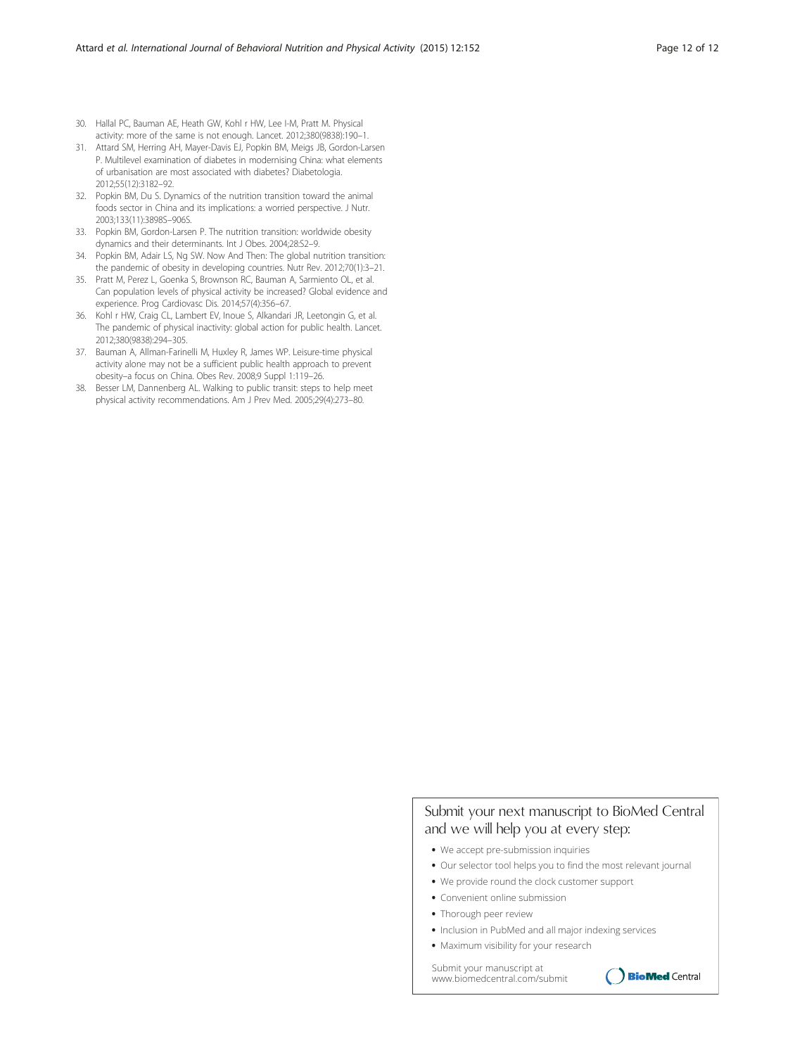30. Hallal PC, Bauman AE, Heath GW, Kohl r HW, Lee I-M, Pratt M. Physical activity: more of the same is not enough. Lancet. 2012;380(9838):190–1.
31. Attard SM, Herring AH, Mayer-Davis EJ, Popkin BM, Meigs JB, Gordon-Larsen P. Multilevel examination of diabetes in modernising China: what elements of urbanisation are most associated with diabetes? Diabetologia. 2012;55(12):3182–92.
32. Popkin BM, Du S. Dynamics of the nutrition transition toward the animal foods sector in China and its implications: a worried perspective. J Nutr. 2003;133(11):3898S–906S.
33. Popkin BM, Gordon-Larsen P. The nutrition transition: worldwide obesity dynamics and their determinants. Int J Obes. 2004;28:S2–9.
34. Popkin BM, Adair LS, Ng SW. Now And Then: The global nutrition transition: the pandemic of obesity in developing countries. Nutr Rev. 2012;70(1):3–21.
35. Pratt M, Perez L, Goenka S, Brownson RC, Bauman A, Sarmiento OL, et al. Can population levels of physical activity be increased? Global evidence and experience. Prog Cardiovasc Dis. 2014;57(4):356–67.
36. Kohl r HW, Craig CL, Lambert EV, Inoue S, Alkandari JR, Leetongin G, et al. The pandemic of physical inactivity: global action for public health. Lancet. 2012;380(9838):294–305.
37. Bauman A, Allman-Farinelli M, Huxley R, James WP. Leisure-time physical activity alone may not be a sufficient public health approach to prevent obesity–a focus on China. Obes Rev. 2008;9 Suppl 1:119–26.
38. Besser LM, Dannenberg AL. Walking to public transit: steps to help meet physical activity recommendations. Am J Prev Med. 2005;29(4):273–80.

Submit your next manuscript to BioMed Central and we will help you at every step:

- We accept pre-submission inquiries
- Our selector tool helps you to find the most relevant journal
- We provide round the clock customer support
- Convenient online submission
- Thorough peer review
- Inclusion in PubMed and all major indexing services
- Maximum visibility for your research

Submit your manuscript at
www.biomedcentral.com/submit

BioMed Central